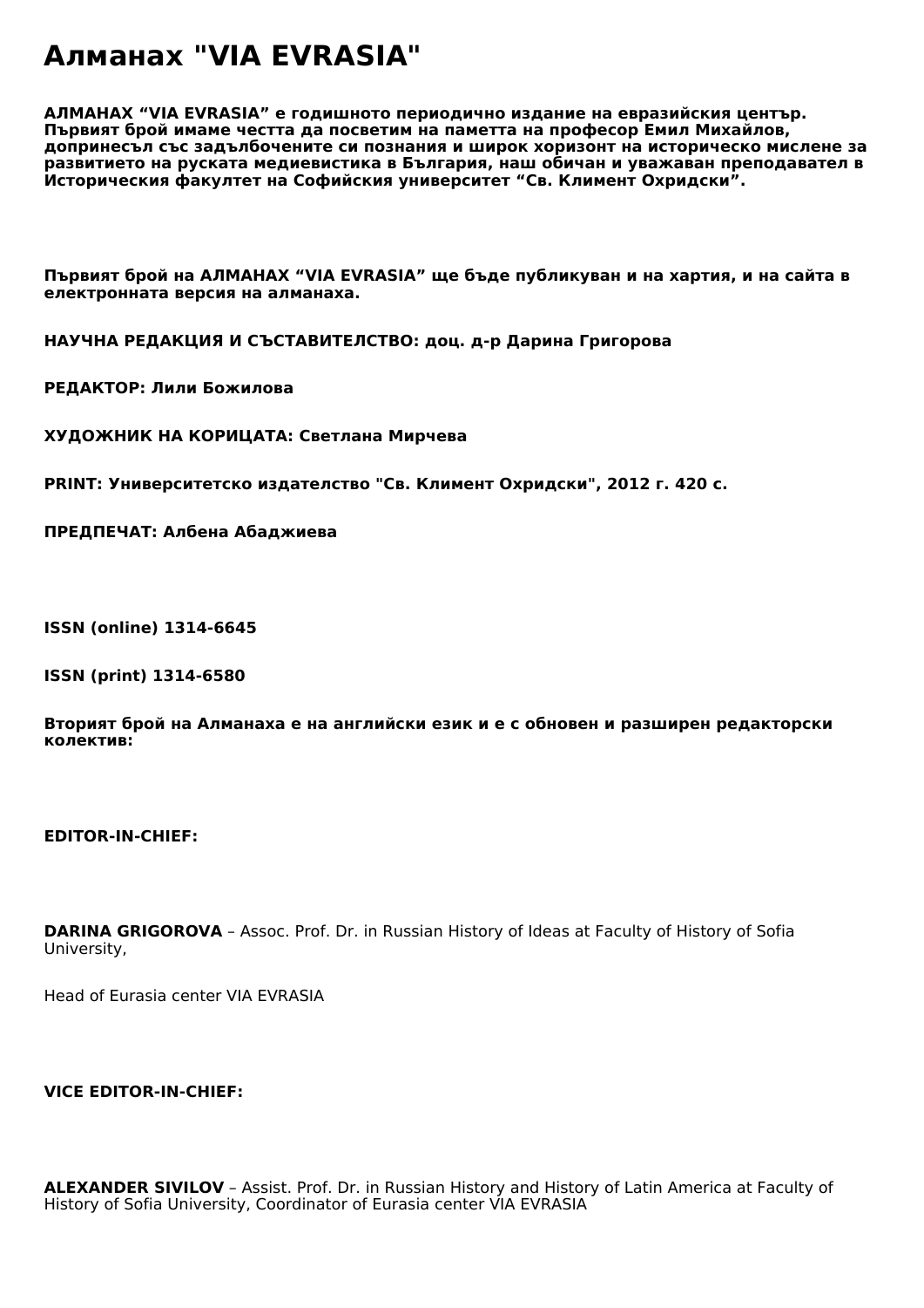# Алманах "VIA EVRASIA"

**АЛМАНАХ “VIA EVRASIA” е годишното периодично издание на евразийския център. Първият брой имаме честта да посветим на паметта на професор Емил Михайлов, допринесъл със задълбочените си познания и широк хоризонт на историческо мислене за развитието на руската медиевистика в България, наш обичан и уважаван преподавател в Историческия факултет на Софийския университет “Св. Климент Охридски”.**

**Първият брой на АЛМАНАХ “VIA EVRASIA” ще бъде публикуван и на хартия, и на сайта в електронната версия на алманаха.**

**НАУЧНА РЕДАКЦИЯ И СЪСТАВИТЕЛСТВО: доц. д-р Дарина Григорова**

**РЕДАКТОР: Лили Божилова**

**ХУДОЖНИК НА КОРИЦАТА: Светлана Мирчева**

**PRINT: Университетско издателство "Св. Климент Охридски", 2012 г. 420 с.**

**ПРЕДПЕЧАТ: Албена Абаджиева**

**ISSN (online) 1314-6645**

**ISSN (print) 1314-6580**

**Вторият брой на Алманаха е на английски език и е с обновен и разширен редакторски колектив:**

**EDITOR-IN-CHIEF:**

**DARINA GRIGOROVA** – Assoc. Prof. Dr. in Russian History of Ideas at Faculty of History of Sofia University,

Head of Eurasia center VIA EVRASIA

**VICE EDITOR-IN-CHIEF:**

**ALEXANDER SIVILOV** – Assist. Prof. Dr. in Russian History and History of Latin America at Faculty of History of Sofia University, Coordinator of Eurasia center VIA EVRASIA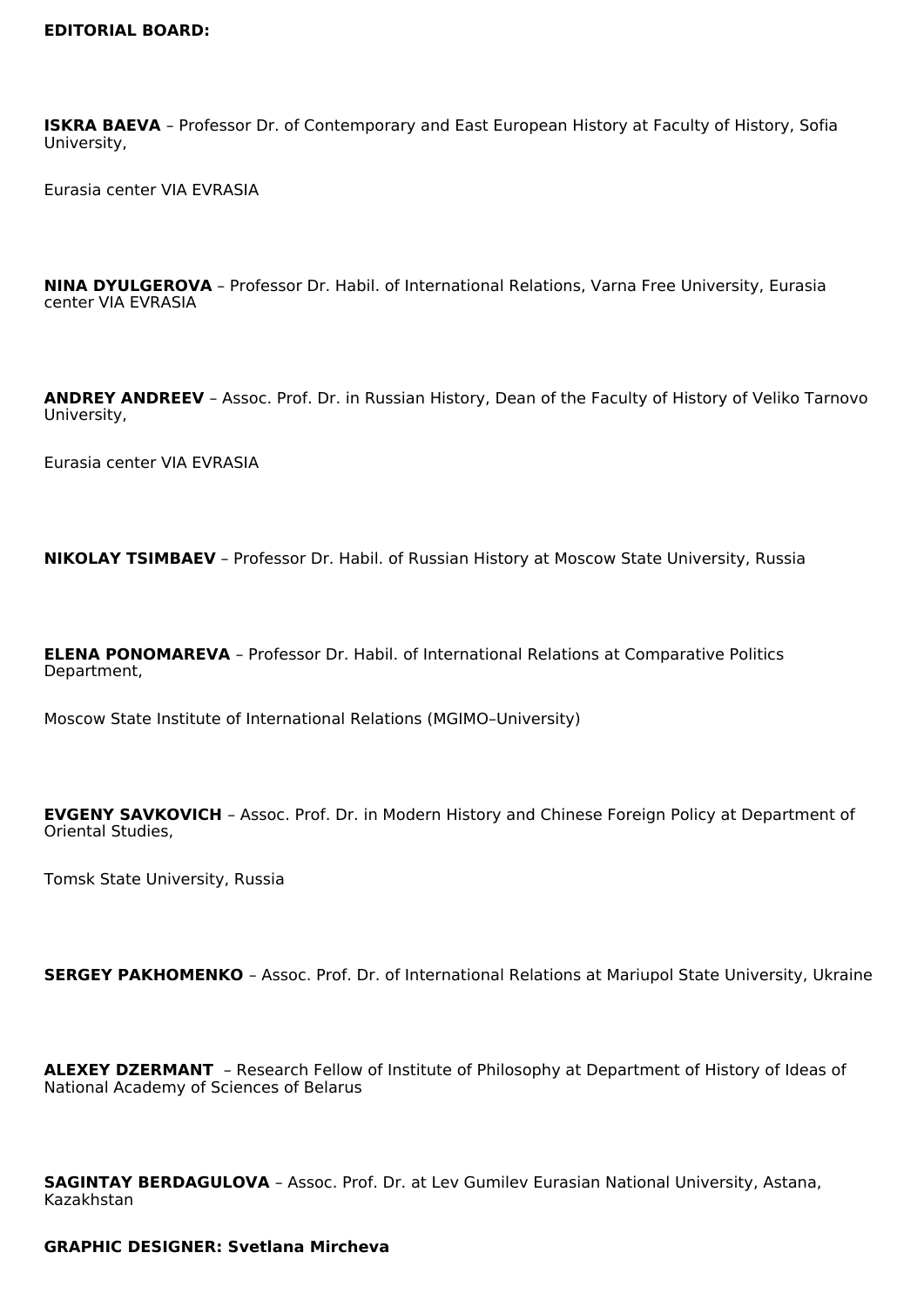**EDITORIAL BOARD:**

**ISKRA BAEVA** – Professor Dr. of Contemporary and East European History at Faculty of History, Sofia University,

Eurasia center VIA EVRASIA

**NINA DYULGEROVA** – Professor Dr. Habil. of International Relations, Varna Free University, Eurasia center VIA EVRASIA

**ANDREY ANDREEV** – Assoc. Prof. Dr. in Russian History, Dean of the Faculty of History of Veliko Tarnovo University,

Eurasia center VIA EVRASIA

**NIKOLAY TSIMBAEV** – Professor Dr. Habil. of Russian History at Moscow State University, Russia

**ELENA PONOMAREVA** – Professor Dr. Habil. of International Relations at Comparative Politics Department,

Moscow State Institute of International Relations (MGIMO–University)

**EVGENY SAVKOVICH** – Assoc. Prof. Dr. in Modern History and Chinese Foreign Policy at Department of Oriental Studies,

Tomsk State University, Russia

**SERGEY PAKHOMENKO** – Assoc. Prof. Dr. of International Relations at Mariupol State University, Ukraine

**ALEXEY DZERMANT** – Research Fellow of Institute of Philosophy at Department of History of Ideas of National Academy of Sciences of Belarus

**SAGINTAY BERDAGULOVA** – Assoc. Prof. Dr. at Lev Gumilev Eurasian National University, Astana, Kazakhstan

**GRAPHIC DESIGNER: Svetlana Mircheva**